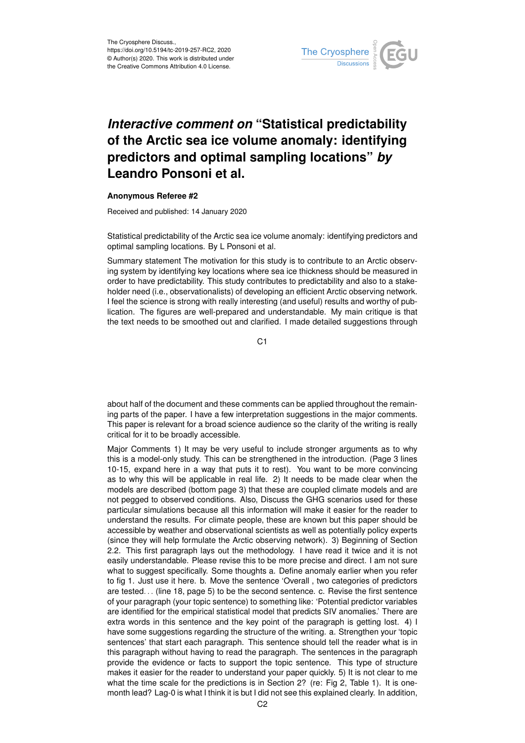The Cryosphere Discuss.,
https://doi.org/10.5194/tc-2019-257-RC2, 2020
© Author(s) 2020. This work is distributed under
the Creative Commons Attribution 4.0 License.

# *Interactive comment on* "Statistical predictability of the Arctic sea ice volume anomaly: identifying predictors and optimal sampling locations" *by* Leandro Ponsoni et al.

**Anonymous Referee #2**

Received and published: 14 January 2020

Statistical predictability of the Arctic sea ice volume anomaly: identifying predictors and optimal sampling locations. By L Ponsoni et al.

Summary statement The motivation for this study is to contribute to an Arctic observing system by identifying key locations where sea ice thickness should be measured in order to have predictability. This study contributes to predictability and also to a stakeholder need (i.e., observationalists) of developing an efficient Arctic observing network. I feel the science is strong with really interesting (and useful) results and worthy of publication. The figures are well-prepared and understandable. My main critique is that the text needs to be smoothed out and clarified. I made detailed suggestions through about half of the document and these comments can be applied throughout the remaining parts of the paper. I have a few interpretation suggestions in the major comments. This paper is relevant for a broad science audience so the clarity of the writing is really critical for it to be broadly accessible.

Major Comments 1) It may be very useful to include stronger arguments as to why this is a model-only study. This can be strengthened in the introduction. (Page 3 lines 10-15, expand here in a way that puts it to rest). You want to be more convincing as to why this will be applicable in real life. 2) It needs to be made clear when the models are described (bottom page 3) that these are coupled climate models and are not pegged to observed conditions. Also, Discuss the GHG scenarios used for these particular simulations because all this information will make it easier for the reader to understand the results. For climate people, these are known but this paper should be accessible by weather and observational scientists as well as potentially policy experts (since they will help formulate the Arctic observing network). 3) Beginning of Section 2.2. This first paragraph lays out the methodology. I have read it twice and it is not easily understandable. Please revise this to be more precise and direct. I am not sure what to suggest specifically. Some thoughts a. Define anomaly earlier when you refer to fig 1. Just use it here. b. Move the sentence 'Overall , two categories of predictors are tested. . . (line 18, page 5) to be the second sentence. c. Revise the first sentence of your paragraph (your topic sentence) to something like: 'Potential predictor variables are identified for the empirical statistical model that predicts SIV anomalies.' There are extra words in this sentence and the key point of the paragraph is getting lost. 4) I have some suggestions regarding the structure of the writing. a. Strengthen your 'topic sentences' that start each paragraph. This sentence should tell the reader what is in this paragraph without having to read the paragraph. The sentences in the paragraph provide the evidence or facts to support the topic sentence. This type of structure makes it easier for the reader to understand your paper quickly. 5) It is not clear to me what the time scale for the predictions is in Section 2? (re: Fig 2, Table 1). It is one-month lead? Lag-0 is what I think it is but I did not see this explained clearly. In addition,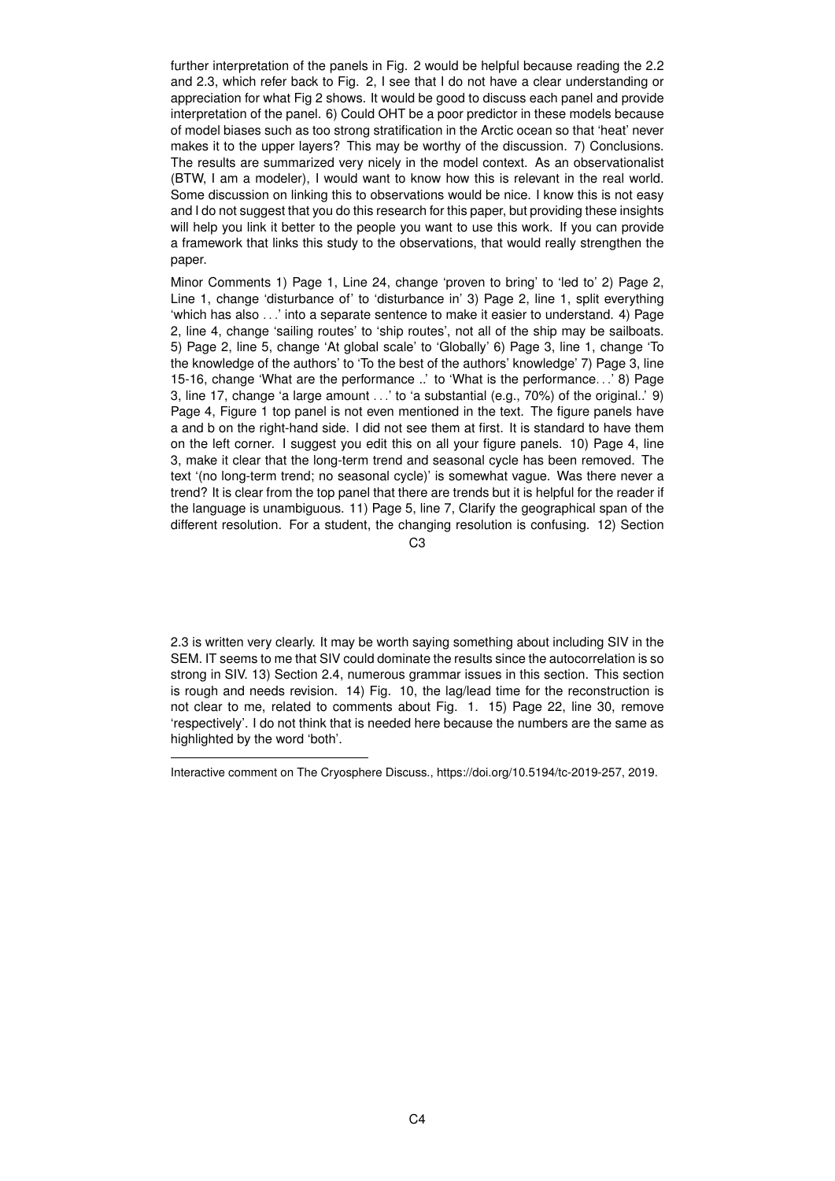further interpretation of the panels in Fig. 2 would be helpful because reading the 2.2 and 2.3, which refer back to Fig. 2, I see that I do not have a clear understanding or appreciation for what Fig 2 shows. It would be good to discuss each panel and provide interpretation of the panel. 6) Could OHT be a poor predictor in these models because of model biases such as too strong stratification in the Arctic ocean so that 'heat' never makes it to the upper layers? This may be worthy of the discussion. 7) Conclusions. The results are summarized very nicely in the model context. As an observationalist (BTW, I am a modeler), I would want to know how this is relevant in the real world. Some discussion on linking this to observations would be nice. I know this is not easy and I do not suggest that you do this research for this paper, but providing these insights will help you link it better to the people you want to use this work. If you can provide a framework that links this study to the observations, that would really strengthen the paper.

Minor Comments 1) Page 1, Line 24, change 'proven to bring' to 'led to' 2) Page 2, Line 1, change 'disturbance of' to 'disturbance in' 3) Page 2, line 1, split everything 'which has also . . .' into a separate sentence to make it easier to understand. 4) Page 2, line 4, change 'sailing routes' to 'ship routes', not all of the ship may be sailboats. 5) Page 2, line 5, change 'At global scale' to 'Globally' 6) Page 3, line 1, change 'To the knowledge of the authors' to 'To the best of the authors' knowledge' 7) Page 3, line 15-16, change 'What are the performance ..' to 'What is the performance. . .' 8) Page 3, line 17, change 'a large amount . . .' to 'a substantial (e.g., 70%) of the original..' 9) Page 4, Figure 1 top panel is not even mentioned in the text. The figure panels have a and b on the right-hand side. I did not see them at first. It is standard to have them on the left corner. I suggest you edit this on all your figure panels. 10) Page 4, line 3, make it clear that the long-term trend and seasonal cycle has been removed. The text '(no long-term trend; no seasonal cycle)' is somewhat vague. Was there never a trend? It is clear from the top panel that there are trends but it is helpful for the reader if the language is unambiguous. 11) Page 5, line 7, Clarify the geographical span of the different resolution. For a student, the changing resolution is confusing. 12) Section 2.3 is written very clearly. It may be worth saying something about including SIV in the SEM. IT seems to me that SIV could dominate the results since the autocorrelation is so strong in SIV. 13) Section 2.4, numerous grammar issues in this section. This section is rough and needs revision. 14) Fig. 10, the lag/lead time for the reconstruction is not clear to me, related to comments about Fig. 1. 15) Page 22, line 30, remove 'respectively'. I do not think that is needed here because the numbers are the same as highlighted by the word 'both'.

---

Interactive comment on The Cryosphere Discuss., https://doi.org/10.5194/tc-2019-257, 2019.